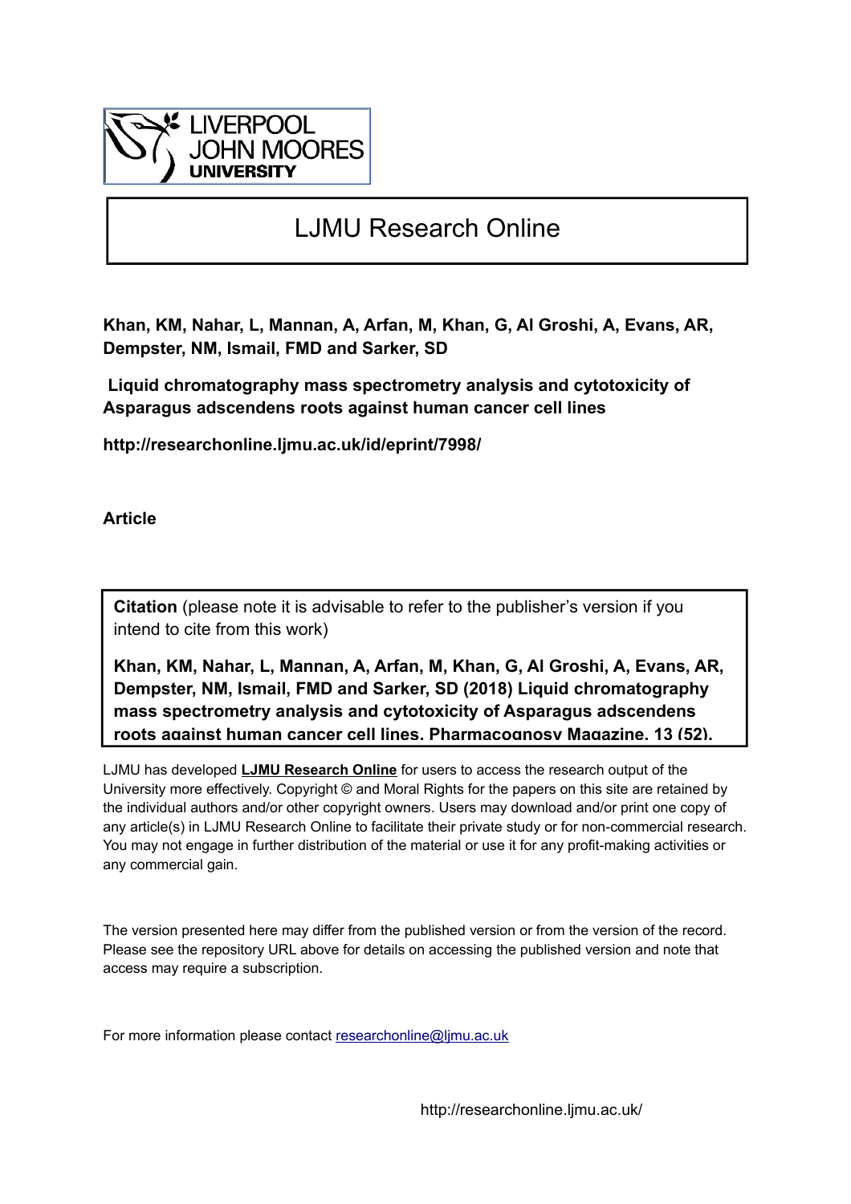LIVERPOOL JOHN MOORES UNIVERSITY

# LJMU Research Online

**Khan, KM, Nahar, L, Mannan, A, Arfan, M, Khan, G, Al Groshi, A, Evans, AR, Dempster, NM, Ismail, FMD and Sarker, SD**

**Liquid chromatography mass spectrometry analysis and cytotoxicity of Asparagus adscendens roots against human cancer cell lines**

**http://researchonline.ljmu.ac.uk/id/eprint/7998/**

**Article**

**Citation** (please note it is advisable to refer to the publisher's version if you intend to cite from this work)

**Khan, KM, Nahar, L, Mannan, A, Arfan, M, Khan, G, Al Groshi, A, Evans, AR, Dempster, NM, Ismail, FMD and Sarker, SD (2018) Liquid chromatography mass spectrometry analysis and cytotoxicity of Asparagus adscendens roots against human cancer cell lines. Pharmacognosy Magazine, 13 (52).**

LJMU has developed **LJMU Research Online** for users to access the research output of the University more effectively. Copyright © and Moral Rights for the papers on this site are retained by the individual authors and/or other copyright owners. Users may download and/or print one copy of any article(s) in LJMU Research Online to facilitate their private study or for non-commercial research. You may not engage in further distribution of the material or use it for any profit-making activities or any commercial gain.

The version presented here may differ from the published version or from the version of the record. Please see the repository URL above for details on accessing the published version and note that access may require a subscription.

For more information please contact researchonline@ljmu.ac.uk

http://researchonline.ljmu.ac.uk/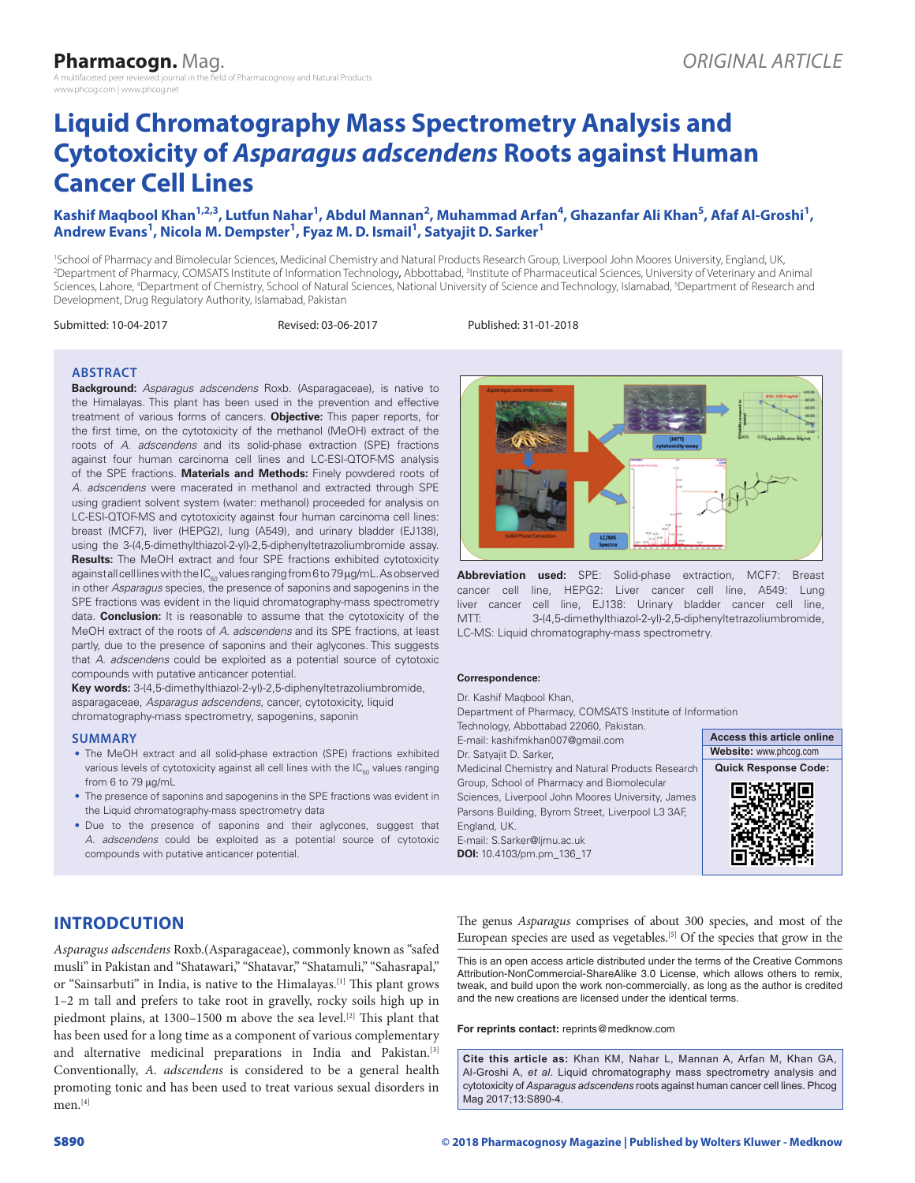# Liquid Chromatography Mass Spectrometry Analysis and Cytotoxicity of *Asparagus adscendens* Roots against Human Cancer Cell Lines

**Kashif Maqbool Khan[1,2,3], Lutfun Nahar[1], Abdul Mannan[2], Muhammad Arfan[4], Ghazanfar Ali Khan[5], Afaf Al-Groshi[1], Andrew Evans[1], Nicola M. Dempster[1], Fyaz M. D. Ismail[1], Satyajit D. Sarker[1]**

[1]School of Pharmacy and Bimolecular Sciences, Medicinal Chemistry and Natural Products Research Group, Liverpool John Moores University, England, UK, [2]Department of Pharmacy, COMSATS Institute of Information Technology, Abbottabad, [3]Institute of Pharmaceutical Sciences, University of Veterinary and Animal Sciences, Lahore, [4]Department of Chemistry, School of Natural Sciences, National University of Science and Technology, Islamabad, [5]Department of Research and Development, Drug Regulatory Authority, Islamabad, Pakistan

Submitted: 10-04-2017 Revised: 03-06-2017 Published: 31-01-2018

## ABSTRACT

**Background:** *Asparagus adscendens* Roxb. (Asparagaceae), is native to the Himalayas. This plant has been used in the prevention and effective treatment of various forms of cancers. **Objective:** This paper reports, for the first time, on the cytotoxicity of the methanol (MeOH) extract of the roots of *A. adscendens* and its solid-phase extraction (SPE) fractions against four human carcinoma cell lines and LC-ESI-QTOF-MS analysis of the SPE fractions. **Materials and Methods:** Finely powdered roots of *A. adscendens* were macerated in methanol and extracted through SPE using gradient solvent system (water: methanol) proceeded for analysis on LC-ESI-QTOF-MS and cytotoxicity against four human carcinoma cell lines: breast (MCF7), liver (HEPG2), lung (A549), and urinary bladder (EJ138), using the 3-(4,5-dimethylthiazol-2-yl)-2,5-diphenyltetrazoliumbromide assay. **Results:** The MeOH extract and four SPE fractions exhibited cytotoxicity against all cell lines with the $IC_{50}$ values ranging from 6 to 79 μg/mL. As observed in other *Asparagus* species, the presence of saponins and sapogenins in the SPE fractions was evident in the liquid chromatography-mass spectrometry data. **Conclusion:** It is reasonable to assume that the cytotoxicity of the MeOH extract of the roots of *A. adscendens* and its SPE fractions, at least partly, due to the presence of saponins and their aglycones. This suggests that *A. adscendens* could be exploited as a potential source of cytotoxic compounds with putative anticancer potential.

**Key words:** 3-(4,5-dimethylthiazol-2-yl)-2,5-diphenyltetrazoliumbromide, asparagaceae, *Asparagus adscendens*, cancer, cytotoxicity, liquid chromatography-mass spectrometry, sapogenins, saponin

## SUMMARY

- The MeOH extract and all solid-phase extraction (SPE) fractions exhibited various levels of cytotoxicity against all cell lines with the $IC_{50}$ values ranging from 6 to 79 μg/mL
- The presence of saponins and sapogenins in the SPE fractions was evident in the Liquid chromatography-mass spectrometry data
- Due to the presence of saponins and their aglycones, suggest that *A. adscendens* could be exploited as a potential source of cytotoxic compounds with putative anticancer potential.

**Abbreviation used:** SPE: Solid-phase extraction, MCF7: Breast cancer cell line, HEPG2: Liver cancer cell line, A549: Lung liver cancer cell line, EJ138: Urinary bladder cancer cell line, MTT: 3-(4,5-dimethylthiazol-2-yl)-2,5-diphenyltetrazoliumbromide, LC-MS: Liquid chromatography-mass spectrometry.

**Correspondence:**

Dr. Kashif Maqbool Khan,
Department of Pharmacy, COMSATS Institute of Information Technology, Abbottabad 22060, Pakistan.
E-mail: kashifmkhan007@gmail.com
Dr. Satyajit D. Sarker,
Medicinal Chemistry and Natural Products Research Group, School of Pharmacy and Biomolecular Sciences, Liverpool John Moores University, James Parsons Building, Byrom Street, Liverpool L3 3AF, England, UK.
E-mail: S.Sarker@ljmu.ac.uk
**DOI:** 10.4103/pm.pm_136_17

**Access this article online**
**Website:** www.phcog.com
**Quick Response Code:**

## INTRODCUTION

*Asparagus adscendens* Roxb.(Asparagaceae), commonly known as "safed musli" in Pakistan and "Shatawari," "Shatavar," "Shatamuli," "Sahasrapal," or "Sainsarbuti" in India, is native to the Himalayas.[1] This plant grows 1–2 m tall and prefers to take root in gravelly, rocky soils high up in piedmont plains, at 1300–1500 m above the sea level.[2] This plant that has been used for a long time as a component of various complementary and alternative medicinal preparations in India and Pakistan.[3] Conventionally, *A. adscendens* is considered to be a general health promoting tonic and has been used to treat various sexual disorders in men.[4]

The genus *Asparagus* comprises of about 300 species, and most of the European species are used as vegetables.[5] Of the species that grow in the

This is an open access article distributed under the terms of the Creative Commons Attribution-NonCommercial-ShareAlike 3.0 License, which allows others to remix, tweak, and build upon the work non-commercially, as long as the author is credited and the new creations are licensed under the identical terms.

**For reprints contact:** reprints@medknow.com

**Cite this article as:** Khan KM, Nahar L, Mannan A, Arfan M, Khan GA, Al-Groshi A, *et al*. Liquid chromatography mass spectrometry analysis and cytotoxicity of *Asparagus adscendens* roots against human cancer cell lines. Phcog Mag 2017;13:S890-4.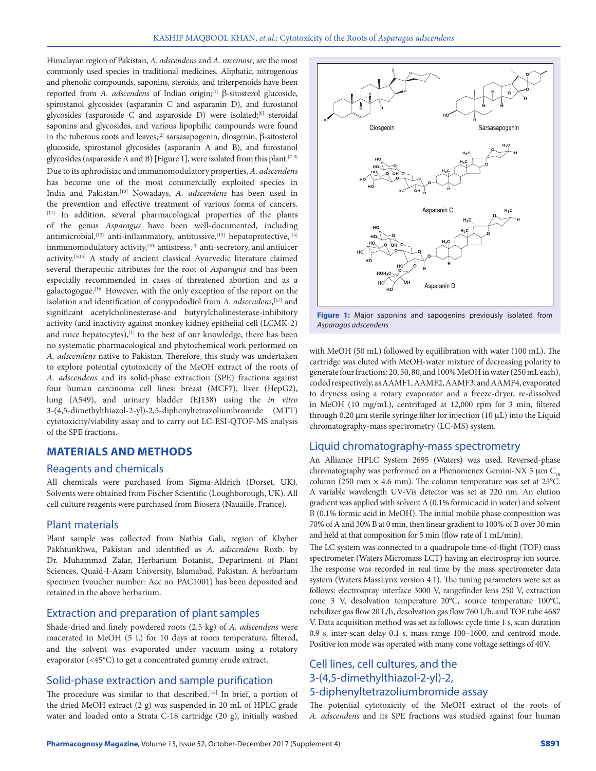Himalayan region of Pakistan, *A. adscendens* and *A. racemose,* are the most commonly used species in traditional medicines. Aliphatic, nitrogenous and phenolic compounds, saponins, steroids, and triterpenoids have been reported from *A. adscendens* of Indian origin;[1] β-sitosterol glucoside, spirostanol glycosides (asparanin C and asparanin D), and furostanol glycosides (asparoside C and asparoside D) were isolated;[6] steroidal saponins and glycosides, and various lipophilic compounds were found in the tuberous roots and leaves;[2] sarsasapogenin, diosgenin, β-sitosterol glucoside, spirostanol glycosides (asparanin A and B), and furostanol glycosides (asparoside A and B) [Figure 1], were isolated from this plant.[7-9] Due to its aphrodisiac and immunomodulatory properties, *A. adscendens* has become one of the most commercially exploited species in India and Pakistan.[10] Nowadays, *A. adscendens* has been used in the prevention and effective treatment of various forms of cancers.[11] In addition, several pharmacological properties of the plants of the genus *Asparagus* have been well-documented, including antimicrobial,[12] anti-inflammatory, antitussive,[13] hepatoprotective,[14] immunomodulatory activity,[10] antistress,[3] anti-secretory, and antiulcer activity.[5,15] A study of ancient classical Ayurvedic literature claimed several therapeutic attributes for the root of *Asparagus* and has been especially recommended in cases of threatened abortion and as a galactogogue.[16] However, with the only exception of the report on the isolation and identification of conypododiol from *A. adscendens,*[17] and significant acetylcholinesterase-and butyrylcholinesterase-inhibitory activity (and inactivity against monkey kidney epithelial cell (LCMK-2) and mice hepatocytes),[1] to the best of our knowledge, there has been no systematic pharmacological and phytochemical work performed on *A. adscendens* native to Pakistan. Therefore, this study was undertaken to explore potential cytotoxicity of the MeOH extract of the roots of *A. adscendens* and its solid-phase extraction (SPE) fractions against four human carcinoma cell lines: breast (MCF7), liver (HepG2), lung (A549), and urinary bladder (EJ138) using the *in vitro* 3-(4,5-dimethylthiazol-2-yl)-2,5-diphenyltetrazoliumbromide (MTT) cytotoxicity/viability assay and to carry out LC-ESI-QTOF-MS analysis of the SPE fractions.

**Figure 1:** Major saponins and sapogenins previously isolated from *Asparagus adscendens*

## MATERIALS AND METHODS

### Reagents and chemicals

All chemicals were purchased from Sigma-Aldrich (Dorset, UK). Solvents were obtained from Fischer Scientific (Loughborough, UK). All cell culture reagents were purchased from Biosera (Nauaille, France).

### Plant materials

Plant sample was collected from Nathia Gali, region of Khyber Pakhtunkhwa, Pakistan and identified as *A. adscendens* Roxb. by Dr. Muhammad Zafar, Herbarium Botanist, Department of Plant Sciences, Quaid-I-Azam University, Islamabad, Pakistan. A herbarium specimen (voucher number: Acc no. PAC1001) has been deposited and retained in the above herbarium.

### Extraction and preparation of plant samples

Shade-dried and finely powdered roots (2.5 kg) of *A. adscendens* were macerated in MeOH (5 L) for 10 days at room temperature, filtered, and the solvent was evaporated under vacuum using a rotatory evaporator (<45°C) to get a concentrated gummy crude extract.

### Solid-phase extraction and sample purification

The procedure was similar to that described.[18] In brief, a portion of the dried MeOH extract (2 g) was suspended in 20 mL of HPLC grade water and loaded onto a Strata C-18 cartridge (20 g), initially washed with MeOH (50 mL) followed by equilibration with water (100 mL). The cartridge was eluted with MeOH-water mixture of decreasing polarity to generate four fractions: 20, 50, 80, and 100% MeOH in water (250 mL each), coded respectively, as AAMF1, AAMF2, AAMF3, and AAMF4, evaporated to dryness using a rotary evaporator and a freeze-dryer, re-dissolved in MeOH (10 mg/mL), centrifuged at 12,000 rpm for 3 min, filtered through 0.20 µm sterile syringe filter for injection (10 µL) into the Liquid chromatography-mass spectrometry (LC-MS) system.

### Liquid chromatography-mass spectrometry

An Alliance HPLC System 2695 (Waters) was used. Reversed-phase chromatography was performed on a Phenomenex Gemini-NX 5 µm $C_{18}$ column (250 mm × 4.6 mm). The column temperature was set at 25°C. A variable wavelength UV-Vis detector was set at 220 nm. An elution gradient was applied with solvent A (0.1% formic acid in water) and solvent B (0.1% formic acid in MeOH). The initial mobile phase composition was 70% of A and 30% B at 0 min, then linear gradient to 100% of B over 30 min and held at that composition for 5 min (flow rate of 1 mL/min).

The LC system was connected to a quadrupole time-of-flight (TOF) mass spectrometer (Waters Micromass LCT) having an electrospray ion source. The response was recorded in real time by the mass spectrometer data system (Waters MassLynx version 4.1). The tuning parameters were set as follows: electrospray interface 3000 V, rangefinder lens 250 V, extraction cone 3 V, desolvation temperature 20°C, source temperature 100°C, nebulizer gas flow 20 L/h, desolvation gas flow 760 L/h, and TOF tube 4687 V. Data acquisition method was set as follows: cycle time 1 s, scan duration 0.9 s, inter-scan delay 0.1 s, mass range 100–1600, and centroid mode. Positive ion mode was operated with many cone voltage settings of 40V.

### Cell lines, cell cultures, and the 3-(4,5-dimethylthiazol-2-yl)-2, 5-diphenyltetrazoliumbromide assay

The potential cytotoxicity of the MeOH extract of the roots of *A. adscendens* and its SPE fractions was studied against four human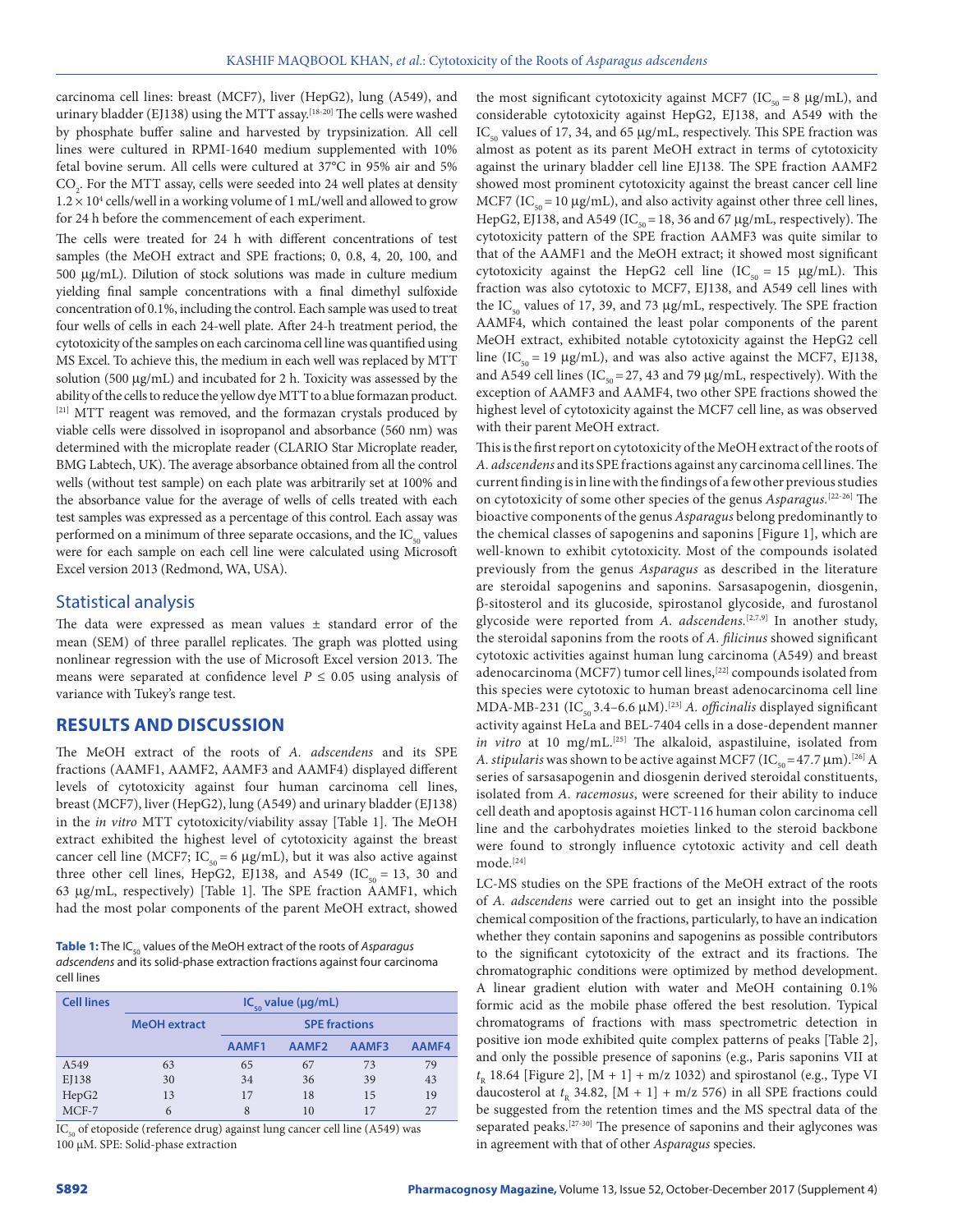carcinoma cell lines: breast (MCF7), liver (HepG2), lung (A549), and urinary bladder (EJ138) using the MTT assay.[18-20] The cells were washed by phosphate buffer saline and harvested by trypsinization. All cell lines were cultured in RPMI-1640 medium supplemented with 10% fetal bovine serum. All cells were cultured at 37°C in 95% air and 5% $CO_2$. For the MTT assay, cells were seeded into 24 well plates at density $1.2 \times 10^4$ cells/well in a working volume of 1 mL/well and allowed to grow for 24 h before the commencement of each experiment.

The cells were treated for 24 h with different concentrations of test samples (the MeOH extract and SPE fractions; 0, 0.8, 4, 20, 100, and 500 μg/mL). Dilution of stock solutions was made in culture medium yielding final sample concentrations with a final dimethyl sulfoxide concentration of 0.1%, including the control. Each sample was used to treat four wells of cells in each 24-well plate. After 24-h treatment period, the cytotoxicity of the samples on each carcinoma cell line was quantified using MS Excel. To achieve this, the medium in each well was replaced by MTT solution (500 μg/mL) and incubated for 2 h. Toxicity was assessed by the ability of the cells to reduce the yellow dye MTT to a blue formazan product.[21] MTT reagent was removed, and the formazan crystals produced by viable cells were dissolved in isopropanol and absorbance (560 nm) was determined with the microplate reader (CLARIO Star Microplate reader, BMG Labtech, UK). The average absorbance obtained from all the control wells (without test sample) on each plate was arbitrarily set at 100% and the absorbance value for the average of wells of cells treated with each test samples was expressed as a percentage of this control. Each assay was performed on a minimum of three separate occasions, and the $IC_{50}$ values were for each sample on each cell line were calculated using Microsoft Excel version 2013 (Redmond, WA, USA).

## Statistical analysis

The data were expressed as mean values ± standard error of the mean (SEM) of three parallel replicates. The graph was plotted using nonlinear regression with the use of Microsoft Excel version 2013. The means were separated at confidence level $P \leq 0.05$ using analysis of variance with Tukey's range test.

## RESULTS AND DISCUSSION

The MeOH extract of the roots of *A. adscendens* and its SPE fractions (AAMF1, AAMF2, AAMF3 and AAMF4) displayed different levels of cytotoxicity against four human carcinoma cell lines, breast (MCF7), liver (HepG2), lung (A549) and urinary bladder (EJ138) in the *in vitro* MTT cytotoxicity/viability assay [Table 1]. The MeOH extract exhibited the highest level of cytotoxicity against the breast cancer cell line (MCF7; $IC_{50}$ = 6 μg/mL), but it was also active against three other cell lines, HepG2, EJ138, and A549 ($IC_{50}$ = 13, 30 and 63 μg/mL, respectively) [Table 1]. The SPE fraction AAMF1, which had the most polar components of the parent MeOH extract, showed the most significant cytotoxicity against MCF7 ($IC_{50}$ = 8 μg/mL), and considerable cytotoxicity against HepG2, EJ138, and A549 with the $IC_{50}$ values of 17, 34, and 65 μg/mL, respectively. This SPE fraction was almost as potent as its parent MeOH extract in terms of cytotoxicity against the urinary bladder cell line EJ138. The SPE fraction AAMF2 showed most prominent cytotoxicity against the breast cancer cell line MCF7 ($IC_{50}$ = 10 μg/mL), and also activity against other three cell lines, HepG2, EJ138, and A549 ($IC_{50}$ = 18, 36 and 67 μg/mL, respectively). The cytotoxicity pattern of the SPE fraction AAMF3 was quite similar to that of the AAMF1 and the MeOH extract; it showed most significant cytotoxicity against the HepG2 cell line ($IC_{50}$ = 15 μg/mL). This fraction was also cytotoxic to MCF7, EJ138, and A549 cell lines with the $IC_{50}$ values of 17, 39, and 73 μg/mL, respectively. The SPE fraction AAMF4, which contained the least polar components of the parent MeOH extract, exhibited notable cytotoxicity against the HepG2 cell line ($IC_{50}$ = 19 μg/mL), and was also active against the MCF7, EJ138, and A549 cell lines ($IC_{50}$ = 27, 43 and 79 μg/mL, respectively). With the exception of AAMF3 and AAMF4, two other SPE fractions showed the highest level of cytotoxicity against the MCF7 cell line, as was observed with their parent MeOH extract.

**Table 1:** The $IC_{50}$ values of the MeOH extract of the roots of *Asparagus adscendens* and its solid-phase extraction fractions against four carcinoma cell lines

| Cell lines | $IC_{50}$ value (μg/mL) | | | | |
|---|---|---|---|---|---|
| | MeOH extract | SPE fractions | | | |
| | | AAMF1 | AAMF2 | AAMF3 | AAMF4 |
| A549 | 63 | 65 | 67 | 73 | 79 |
| EJ138 | 30 | 34 | 36 | 39 | 43 |
| HepG2 | 13 | 17 | 18 | 15 | 19 |
| MCF-7 | 6 | 8 | 10 | 17 | 27 |

$IC_{50}$ of etoposide (reference drug) against lung cancer cell line (A549) was 100 μM. SPE: Solid-phase extraction

This is the first report on cytotoxicity of the MeOH extract of the roots of *A. adscendens* and its SPE fractions against any carcinoma cell lines. The current finding is in line with the findings of a few other previous studies on cytotoxicity of some other species of the genus *Asparagus*.[22-26] The bioactive components of the genus *Asparagus* belong predominantly to the chemical classes of sapogenins and saponins [Figure 1], which are well-known to exhibit cytotoxicity. Most of the compounds isolated previously from the genus *Asparagus* as described in the literature are steroidal sapogenins and saponins. Sarsasapogenin, diosgenin, β-sitosterol and its glucoside, spirostanol glycoside, and furostanol glycoside were reported from *A. adscendens*.[2,7,9] In another study, the steroidal saponins from the roots of *A. filicinus* showed significant cytotoxic activities against human lung carcinoma (A549) and breast adenocarcinoma (MCF7) tumor cell lines,[22] compounds isolated from this species were cytotoxic to human breast adenocarcinoma cell line MDA-MB-231 ($IC_{50}$ 3.4–6.6 μM).[23] *A. officinalis* displayed significant activity against HeLa and BEL-7404 cells in a dose-dependent manner *in vitro* at 10 mg/mL.[25] The alkaloid, aspastiluine, isolated from *A. stipularis* was shown to be active against MCF7 ($IC_{50}$ = 47.7 μm).[26] A series of sarsasapogenin and diosgenin derived steroidal constituents, isolated from *A. racemosus*, were screened for their ability to induce cell death and apoptosis against HCT-116 human colon carcinoma cell line and the carbohydrates moieties linked to the steroid backbone were found to strongly influence cytotoxic activity and cell death mode.[24]

LC-MS studies on the SPE fractions of the MeOH extract of the roots of *A. adscendens* were carried out to get an insight into the possible chemical composition of the fractions, particularly, to have an indication whether they contain saponins and sapogenins as possible contributors to the significant cytotoxicity of the extract and its fractions. The chromatographic conditions were optimized by method development. A linear gradient elution with water and MeOH containing 0.1% formic acid as the mobile phase offered the best resolution. Typical chromatograms of fractions with mass spectrometric detection in positive ion mode exhibited quite complex patterns of peaks [Table 2], and only the possible presence of saponins (e.g., Paris saponins VII at $t_R$ 18.64 [Figure 2], [M + 1] + m/z 1032) and spirostanol (e.g., Type VI daucosterol at $t_R$ 34.82, [M + 1] + m/z 576) in all SPE fractions could be suggested from the retention times and the MS spectral data of the separated peaks.[27-30] The presence of saponins and their aglycones was in agreement with that of other *Asparagus* species.